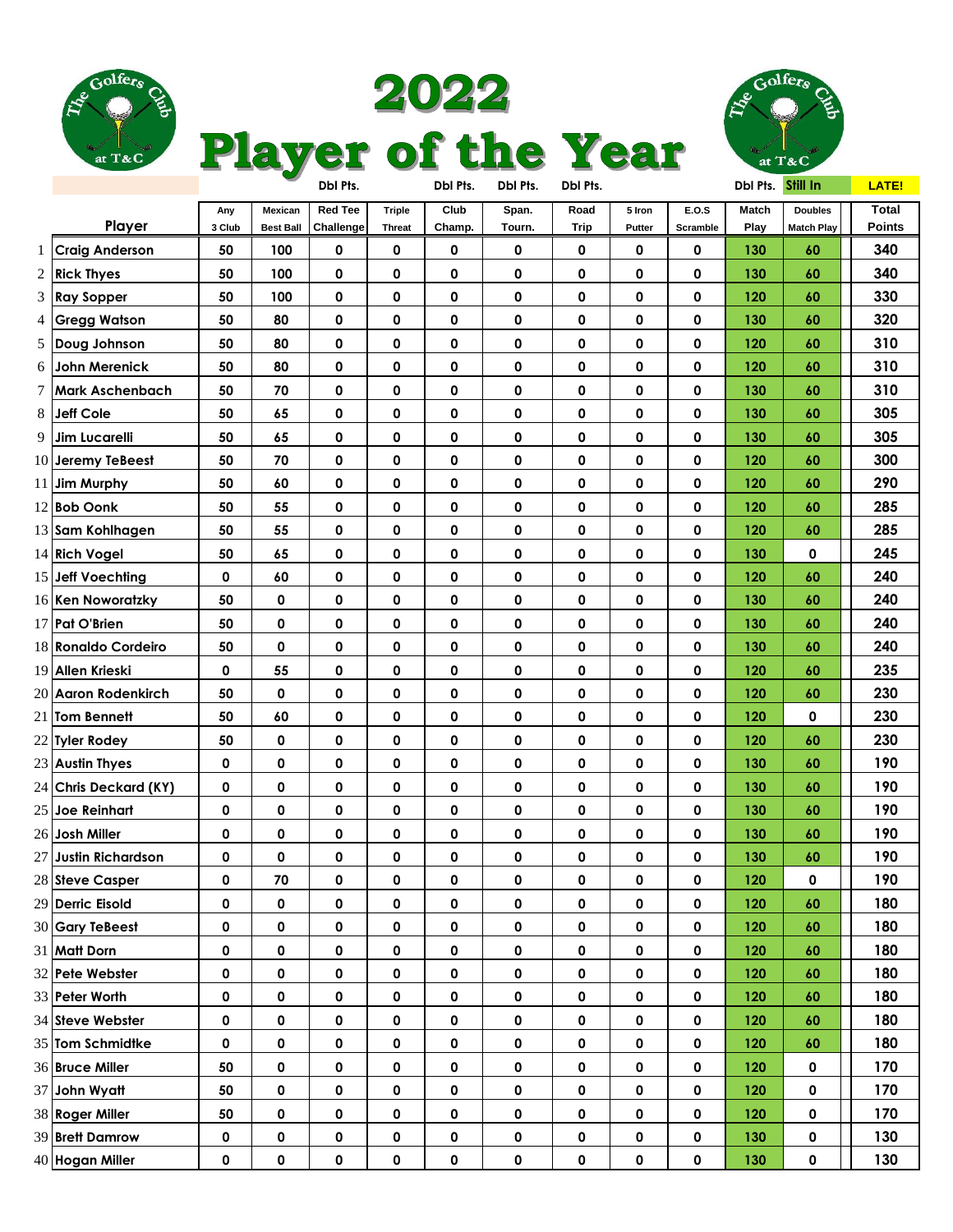# 2022 Player of the Year

The Golfers Club at T&C

| | Player | Any 3 Club | Mexican Best Ball | Red Tee Challenge (Dbl Pts.) | Triple Threat | Club Champ. (Dbl Pts.) | Span. Tourn. (Dbl Pts.) | Road Trip (Dbl Pts.) | 5 Iron Putter | E.O.S Scramble | Match Play (Dbl Pts.) | Doubles Match Play (Still In) | LATE! | Total Points |
|---|---|---|---|---|---|---|---|---|---|---|---|---|---|---|
| 1 | Craig Anderson | 50 | 100 | 0 | 0 | 0 | 0 | 0 | 0 | 0 | 130 | 60 | | 340 |
| 2 | Rick Thyes | 50 | 100 | 0 | 0 | 0 | 0 | 0 | 0 | 0 | 130 | 60 | | 340 |
| 3 | Ray Sopper | 50 | 100 | 0 | 0 | 0 | 0 | 0 | 0 | 0 | 120 | 60 | | 330 |
| 4 | Gregg Watson | 50 | 80 | 0 | 0 | 0 | 0 | 0 | 0 | 0 | 130 | 60 | | 320 |
| 5 | Doug Johnson | 50 | 80 | 0 | 0 | 0 | 0 | 0 | 0 | 0 | 120 | 60 | | 310 |
| 6 | John Merenick | 50 | 80 | 0 | 0 | 0 | 0 | 0 | 0 | 0 | 120 | 60 | | 310 |
| 7 | Mark Aschenbach | 50 | 70 | 0 | 0 | 0 | 0 | 0 | 0 | 0 | 130 | 60 | | 310 |
| 8 | Jeff Cole | 50 | 65 | 0 | 0 | 0 | 0 | 0 | 0 | 0 | 130 | 60 | | 305 |
| 9 | Jim Lucarelli | 50 | 65 | 0 | 0 | 0 | 0 | 0 | 0 | 0 | 130 | 60 | | 305 |
| 10 | Jeremy TeBeest | 50 | 70 | 0 | 0 | 0 | 0 | 0 | 0 | 0 | 120 | 60 | | 300 |
| 11 | Jim Murphy | 50 | 60 | 0 | 0 | 0 | 0 | 0 | 0 | 0 | 120 | 60 | | 290 |
| 12 | Bob Oonk | 50 | 55 | 0 | 0 | 0 | 0 | 0 | 0 | 0 | 120 | 60 | | 285 |
| 13 | Sam Kohlhagen | 50 | 55 | 0 | 0 | 0 | 0 | 0 | 0 | 0 | 120 | 60 | | 285 |
| 14 | Rich Vogel | 50 | 65 | 0 | 0 | 0 | 0 | 0 | 0 | 0 | 130 | 0 | | 245 |
| 15 | Jeff Voechting | 0 | 60 | 0 | 0 | 0 | 0 | 0 | 0 | 0 | 120 | 60 | | 240 |
| 16 | Ken Noworatzky | 50 | 0 | 0 | 0 | 0 | 0 | 0 | 0 | 0 | 130 | 60 | | 240 |
| 17 | Pat O'Brien | 50 | 0 | 0 | 0 | 0 | 0 | 0 | 0 | 0 | 130 | 60 | | 240 |
| 18 | Ronaldo Cordeiro | 50 | 0 | 0 | 0 | 0 | 0 | 0 | 0 | 0 | 130 | 60 | | 240 |
| 19 | Allen Krieski | 0 | 55 | 0 | 0 | 0 | 0 | 0 | 0 | 0 | 120 | 60 | | 235 |
| 20 | Aaron Rodenkirch | 50 | 0 | 0 | 0 | 0 | 0 | 0 | 0 | 0 | 120 | 60 | | 230 |
| 21 | Tom Bennett | 50 | 60 | 0 | 0 | 0 | 0 | 0 | 0 | 0 | 120 | 0 | | 230 |
| 22 | Tyler Rodey | 50 | 0 | 0 | 0 | 0 | 0 | 0 | 0 | 0 | 120 | 60 | | 230 |
| 23 | Austin Thyes | 0 | 0 | 0 | 0 | 0 | 0 | 0 | 0 | 0 | 130 | 60 | | 190 |
| 24 | Chris Deckard (KY) | 0 | 0 | 0 | 0 | 0 | 0 | 0 | 0 | 0 | 130 | 60 | | 190 |
| 25 | Joe Reinhart | 0 | 0 | 0 | 0 | 0 | 0 | 0 | 0 | 0 | 130 | 60 | | 190 |
| 26 | Josh Miller | 0 | 0 | 0 | 0 | 0 | 0 | 0 | 0 | 0 | 130 | 60 | | 190 |
| 27 | Justin Richardson | 0 | 0 | 0 | 0 | 0 | 0 | 0 | 0 | 0 | 130 | 60 | | 190 |
| 28 | Steve Casper | 0 | 70 | 0 | 0 | 0 | 0 | 0 | 0 | 0 | 120 | 0 | | 190 |
| 29 | Derric Eisold | 0 | 0 | 0 | 0 | 0 | 0 | 0 | 0 | 0 | 120 | 60 | | 180 |
| 30 | Gary TeBeest | 0 | 0 | 0 | 0 | 0 | 0 | 0 | 0 | 0 | 120 | 60 | | 180 |
| 31 | Matt Dorn | 0 | 0 | 0 | 0 | 0 | 0 | 0 | 0 | 0 | 120 | 60 | | 180 |
| 32 | Pete Webster | 0 | 0 | 0 | 0 | 0 | 0 | 0 | 0 | 0 | 120 | 60 | | 180 |
| 33 | Peter Worth | 0 | 0 | 0 | 0 | 0 | 0 | 0 | 0 | 0 | 120 | 60 | | 180 |
| 34 | Steve Webster | 0 | 0 | 0 | 0 | 0 | 0 | 0 | 0 | 0 | 120 | 60 | | 180 |
| 35 | Tom Schmidtke | 0 | 0 | 0 | 0 | 0 | 0 | 0 | 0 | 0 | 120 | 60 | | 180 |
| 36 | Bruce Miller | 50 | 0 | 0 | 0 | 0 | 0 | 0 | 0 | 0 | 120 | 0 | | 170 |
| 37 | John Wyatt | 50 | 0 | 0 | 0 | 0 | 0 | 0 | 0 | 0 | 120 | 0 | | 170 |
| 38 | Roger Miller | 50 | 0 | 0 | 0 | 0 | 0 | 0 | 0 | 0 | 120 | 0 | | 170 |
| 39 | Brett Damrow | 0 | 0 | 0 | 0 | 0 | 0 | 0 | 0 | 0 | 130 | 0 | | 130 |
| 40 | Hogan Miller | 0 | 0 | 0 | 0 | 0 | 0 | 0 | 0 | 0 | 130 | 0 | | 130 |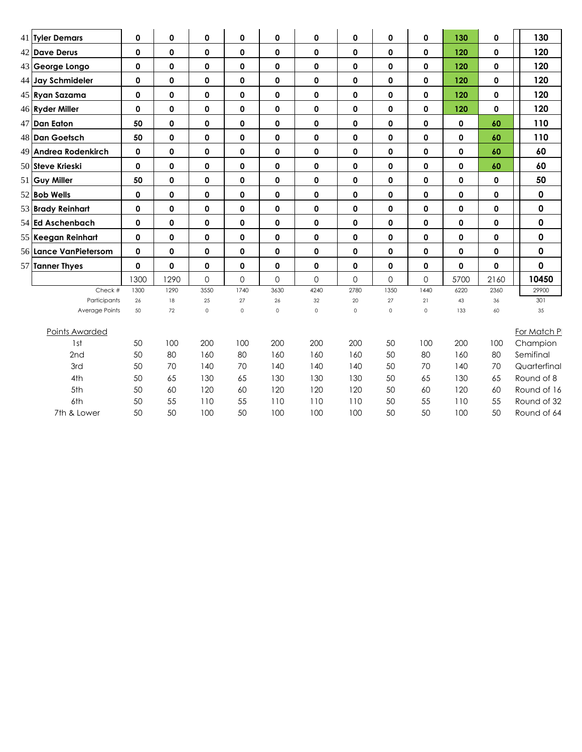| | | | | | | | | | | | | | |
|---|---|---|---|---|---|---|---|---|---|---|---|---|---|
| 41 | **Tyler Demars** | **0** | **0** | **0** | **0** | **0** | **0** | **0** | **0** | **0** | **130** | **0** | **130** |
| 42 | **Dave Derus** | **0** | **0** | **0** | **0** | **0** | **0** | **0** | **0** | **0** | **120** | **0** | **120** |
| 43 | **George Longo** | **0** | **0** | **0** | **0** | **0** | **0** | **0** | **0** | **0** | **120** | **0** | **120** |
| 44 | **Jay Schmideler** | **0** | **0** | **0** | **0** | **0** | **0** | **0** | **0** | **0** | **120** | **0** | **120** |
| 45 | **Ryan Sazama** | **0** | **0** | **0** | **0** | **0** | **0** | **0** | **0** | **0** | **120** | **0** | **120** |
| 46 | **Ryder Miller** | **0** | **0** | **0** | **0** | **0** | **0** | **0** | **0** | **0** | **120** | **0** | **120** |
| 47 | **Dan Eaton** | **50** | **0** | **0** | **0** | **0** | **0** | **0** | **0** | **0** | **0** | **60** | **110** |
| 48 | **Dan Goetsch** | **50** | **0** | **0** | **0** | **0** | **0** | **0** | **0** | **0** | **0** | **60** | **110** |
| 49 | **Andrea Rodenkirch** | **0** | **0** | **0** | **0** | **0** | **0** | **0** | **0** | **0** | **0** | **60** | **60** |
| 50 | **Steve Krieski** | **0** | **0** | **0** | **0** | **0** | **0** | **0** | **0** | **0** | **0** | **60** | **60** |
| 51 | **Guy Miller** | **50** | **0** | **0** | **0** | **0** | **0** | **0** | **0** | **0** | **0** | **0** | **50** |
| 52 | **Bob Wells** | **0** | **0** | **0** | **0** | **0** | **0** | **0** | **0** | **0** | **0** | **0** | **0** |
| 53 | **Brady Reinhart** | **0** | **0** | **0** | **0** | **0** | **0** | **0** | **0** | **0** | **0** | **0** | **0** |
| 54 | **Ed Aschenbach** | **0** | **0** | **0** | **0** | **0** | **0** | **0** | **0** | **0** | **0** | **0** | **0** |
| 55 | **Keegan Reinhart** | **0** | **0** | **0** | **0** | **0** | **0** | **0** | **0** | **0** | **0** | **0** | **0** |
| 56 | **Lance VanPietersom** | **0** | **0** | **0** | **0** | **0** | **0** | **0** | **0** | **0** | **0** | **0** | **0** |
| 57 | **Tanner Thyes** | **0** | **0** | **0** | **0** | **0** | **0** | **0** | **0** | **0** | **0** | **0** | **0** |
| | | 1300 | 1290 | 0 | 0 | 0 | 0 | 0 | 0 | 0 | 5700 | 2160 | **10450** |
| | Check # | 1300 | 1290 | 3550 | 1740 | 3630 | 4240 | 2780 | 1350 | 1440 | 6220 | 2360 | 29900 |
| | Participants | 26 | 18 | 25 | 27 | 26 | 32 | 20 | 27 | 21 | 43 | 36 | 301 |
| | Average Points | 50 | 72 | 0 | 0 | 0 | 0 | 0 | 0 | 0 | 133 | 60 | 35 |

| Points Awarded | | | | | | | | | | | For Match P |
|---|---|---|---|---|---|---|---|---|---|---|---|
| 1st | 50 | 100 | 200 | 100 | 200 | 200 | 200 | 50 | 100 | 200 | 100 | Champion |
| 2nd | 50 | 80 | 160 | 80 | 160 | 160 | 160 | 50 | 80 | 160 | 80 | Semifinal |
| 3rd | 50 | 70 | 140 | 70 | 140 | 140 | 140 | 50 | 70 | 140 | 70 | Quarterfinal |
| 4th | 50 | 65 | 130 | 65 | 130 | 130 | 130 | 50 | 65 | 130 | 65 | Round of 8 |
| 5th | 50 | 60 | 120 | 60 | 120 | 120 | 120 | 50 | 60 | 120 | 60 | Round of 16 |
| 6th | 50 | 55 | 110 | 55 | 110 | 110 | 110 | 50 | 55 | 110 | 55 | Round of 32 |
| 7th & Lower | 50 | 50 | 100 | 50 | 100 | 100 | 100 | 50 | 50 | 100 | 50 | Round of 64 |